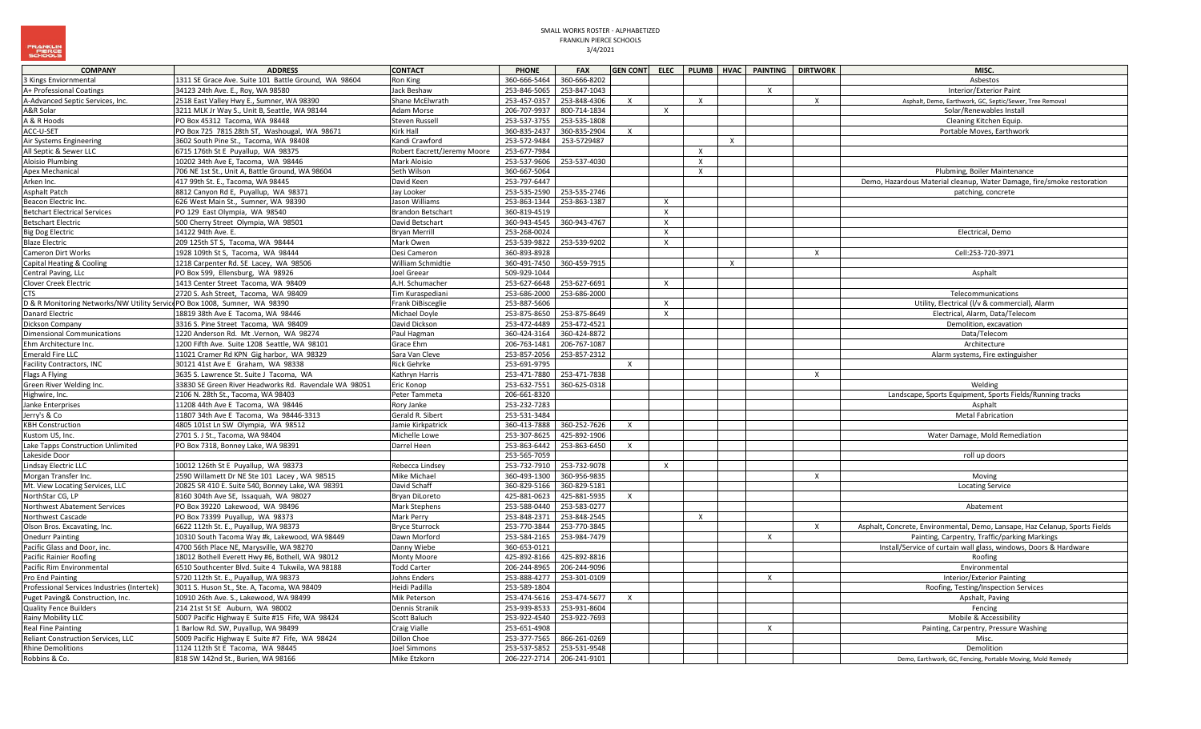# SMALL WORKS ROSTER - ALPHABETIZED
## FRANKLIN PIERCE SCHOOLS
3/4/2021

| COMPANY | ADDRESS | CONTACT | PHONE | FAX | GEN CONT | ELEC | PLUMB | HVAC | PAINTING | DIRTWORK | MISC. |
|---|---|---|---|---|---|---|---|---|---|---|---|
| 3 Kings Enviornmental | 1311 SE Grace Ave. Suite 101 Battle Ground, WA 98604 | Ron King | 360-666-5464 | 360-666-8202 | | | | | | | Asbestos |
| A+ Professional Coatings | 34123 24th Ave. E., Roy, WA 98580 | Jack Beshaw | 253-846-5065 | 253-847-1043 | | | | | X | | Interior/Exterior Paint |
| A-Advanced Septic Services, Inc. | 2518 East Valley Hwy E., Sumner, WA 98390 | Shane McElwrath | 253-457-0357 | 253-848-4306 | X | | X | | | X | Asphalt, Demo, Earthwork, GC, Septic/Sewer, Tree Removal |
| A&R Solar | 3211 MLK Jr Way S., Unit B, Seattle, WA 98144 | Adam Morse | 206-707-9937 | 800-714-1834 | | X | | | | | Solar/Renewables Install |
| A & R Hoods | PO Box 45312 Tacoma, WA 98448 | Steven Russell | 253-537-3755 | 253-535-1808 | | | | | | | Cleaning Kitchen Equip. |
| ACC-U-SET | PO Box 725 781S 28th ST, Washougal, WA 98671 | Kirk Hall | 360-835-2437 | 360-835-2904 | X | | | | | | Portable Moves, Earthwork |
| Air Systems Engineering | 3602 South Pine St., Tacoma, WA 98408 | Kandi Crawford | 253-572-9484 | 253-5729487 | | | | X | | | |
| All Septic & Sewer LLC | 6715 176th St E Puyallup, WA 98375 | Robert Eacrett/Jeremy Moore | 253-677-7984 | | | | X | | | | |
| Aloisio Plumbing | 10202 34th Ave E, Tacoma, WA 98446 | Mark Aloisio | 253-537-9606 | 253-537-4030 | | | X | | | | |
| Apex Mechanical | 706 NE 1st St., Unit A, Battle Ground, WA 98604 | Seth Wilson | 360-667-5064 | | | | X | | | | Plubming, Boiler Maintenance |
| Arken Inc. | 417 99th St. E., Tacoma, WA 98445 | David Keen | 253-797-6447 | | | | | | | | Demo, Hazardous Material cleanup, Water Damage, fire/smoke restoration |
| Asphalt Patch | 8812 Canyon Rd E, Puyallup, WA 98371 | Jay Looker | 253-535-2590 | 253-535-2746 | | | | | | | patching, concrete |
| Beacon Electric Inc. | 626 West Main St., Sumner, WA 98390 | Jason Williams | 253-863-1344 | 253-863-1387 | | X | | | | | |
| Betchart Electrical Services | PO 129 East Olympia, WA 98540 | Brandon Betschart | 360-819-4519 | | | X | | | | | |
| Betschart Electric | 500 Cherry Street Olympia, WA 98501 | David Betschart | 360-943-4545 | 360-943-4767 | | X | | | | | |
| Big Dog Electric | 14122 94th Ave. E. | Bryan Merrill | 253-268-0024 | | | X | | | | | Electrical, Demo |
| Blaze Electric | 209 125th ST S, Tacoma, WA 98444 | Mark Owen | 253-539-9822 | 253-539-9202 | | X | | | | | |
| Cameron Dirt Works | 1928 109th St S, Tacoma, WA 98444 | Desi Cameron | 360-893-8928 | | | | | | | X | Cell:253-720-3971 |
| Capital Heating & Cooling | 1218 Carpenter Rd. SE Lacey, WA 98506 | William Schmidtie | 360-491-7450 | 360-459-7915 | | | | X | | | |
| Central Paving, LLc | PO Box 599, Ellensburg, WA 98926 | Joel Greear | 509-929-1044 | | | | | | | | Asphalt |
| Clover Creek Electric | 1413 Center Street Tacoma, WA 98409 | A.H. Schumacher | 253-627-6648 | 253-627-6691 | | X | | | | | |
| CTS | 2720 S. Ash Street, Tacoma, WA 98409 | Tim Kuraspediani | 253-686-2000 | 253-686-2000 | | | | | | | Telecommunications |
| D & R Monitoring Networks/NW Utility Service | PO Box 1008, Sumner, WA 98390 | Frank DiBisceglie | 253-887-5606 | | | X | | | | | Utility, Electrical (l/v & commercial), Alarm |
| Danard Electric | 18819 38th Ave E Tacoma, WA 98446 | Michael Doyle | 253-875-8650 | 253-875-8649 | | X | | | | | Electrical, Alarm, Data/Telecom |
| Dickson Company | 3316 S. Pine Street Tacoma, WA 98409 | David Dickson | 253-472-4489 | 253-472-4521 | | | | | | | Demolition, excavation |
| Dimensional Communications | 1220 Anderson Rd. Mt .Vernon, WA 98274 | Paul Hagman | 360-424-3164 | 360-424-8872 | | | | | | | Data/Telecom |
| Ehm Architecture Inc. | 1200 Fifth Ave. Suite 1208 Seattle, WA 98101 | Grace Ehm | 206-763-1481 | 206-767-1087 | | | | | | | Architecture |
| Emerald Fire LLC | 11021 Cramer Rd KPN Gig harbor, WA 98329 | Sara Van Cleve | 253-857-2056 | 253-857-2312 | | | | | | | Alarm systems, Fire extinguisher |
| Facility Contractors, INC | 30121 41st Ave E Graham, WA 98338 | Rick Gehrke | 253-691-9795 | | X | | | | | | |
| Flags A Flying | 3635 S. Lawrence St. Suite J Tacoma, WA | Kathryn Harris | 253-471-7880 | 253-471-7838 | | | | | | X | |
| Green River Welding Inc. | 33830 SE Green River Headworks Rd. Ravendale WA 98051 | Eric Konop | 253-632-7551 | 360-625-0318 | | | | | | | Welding |
| Highwire, Inc. | 2106 N. 28th St., Tacoma, WA 98403 | Peter Tammeta | 206-661-8320 | | | | | | | | Landscape, Sports Equipment, Sports Fields/Running tracks |
| Janke Enterprises | 11208 44th Ave E Tacoma, WA 98446 | Rory Janke | 253-232-7283 | | | | | | | | Asphalt |
| Jerry's & Co | 11807 34th Ave E Tacoma, Wa 98446-3313 | Gerald R. Sibert | 253-531-3484 | | | | | | | | Metal Fabrication |
| KBH Construction | 4805 101st Ln SW Olympia, WA 98512 | Jamie Kirkpatrick | 360-413-7888 | 360-252-7626 | X | | | | | | |
| Kustom US, Inc. | 2701 S. J St., Tacoma, WA 98404 | Michelle Lowe | 253-307-8625 | 425-892-1906 | | | | | | | Water Damage, Mold Remediation |
| Lake Tapps Construction Unlimited | PO Box 7318, Bonney Lake, WA 98391 | Darrel Heen | 253-863-6442 | 253-863-6450 | X | | | | | | |
| Lakeside Door | | | 253-565-7059 | | | | | | | | roll up doors |
| Lindsay Electric LLC | 10012 126th St E Puyallup, WA 98373 | Rebecca Lindsey | 253-732-7910 | 253-732-9078 | | X | | | | | |
| Morgan Transfer Inc. | 2590 Willamett Dr NE Ste 101 Lacey , WA 98515 | Mike Michael | 360-493-1300 | 360-956-9835 | | | | | | X | Moving |
| Mt. View Locating Services, LLC | 20825 SR 410 E. Suite 540, Bonney Lake, WA 98391 | David Schaff | 360-829-5166 | 360-829-5181 | | | | | | | Locating Service |
| NorthStar CG, LP | 8160 304th Ave SE, Issaquah, WA 98027 | Bryan DiLoreto | 425-881-0623 | 425-881-5935 | X | | | | | | |
| Northwest Abatement Services | PO Box 39220 Lakewood, WA 98496 | Mark Stephens | 253-588-0440 | 253-588-0277 | | | | | | | Abatement |
| Northwest Cascade | PO Box 73399 Puyallup, WA 98373 | Mark Perry | 253-848-2371 | 253-848-2545 | | | X | | | | |
| Olson Bros. Excavating, Inc. | 6622 112th St. E., Puyallup, WA 98373 | Bryce Sturrock | 253-770-3844 | 253-770-3845 | | | | | | X | Asphalt, Concrete, Environmental, Demo, Lansape, Haz Celanup, Sports Fields |
| Onedurr Painting | 10310 South Tacoma Way #k, Lakewood, WA 98449 | Dawn Morford | 253-584-2165 | 253-984-7479 | | | | | X | | Painting, Carpentry, Traffic/parking Markings |
| Pacific Glass and Door, inc. | 4700 56th Place NE, Marysville, WA 98270 | Danny Wiebe | 360-653-0121 | | | | | | | | Install/Service of curtain wall glass, windows, Doors & Hardware |
| Pacific Rainier Roofing | 18012 Bothell Everett Hwy #6, Bothell, WA 98012 | Monty Moore | 425-892-8166 | 425-892-8816 | | | | | | | Roofing |
| Pacific Rim Environmental | 6510 Southcenter Blvd. Suite 4 Tukwila, WA 98188 | Todd Carter | 206-244-8965 | 206-244-9096 | | | | | | | Environmental |
| Pro End Painting | 5720 112th St. E., Puyallup, WA 98373 | Johns Enders | 253-888-4277 | 253-301-0109 | | | | | X | | Interior/Exterior Painting |
| Professional Services Industries (Intertek) | 3011 S. Huson St., Ste. A, Tacoma, WA 98409 | Heidi Padilla | 253-589-1804 | | | | | | | | Roofing, Testing/Inspection Services |
| Puget Paving& Construction, Inc. | 10910 26th Ave. S., Lakewood, WA 98499 | Mik Peterson | 253-474-5616 | 253-474-5677 | X | | | | | | Apshalt, Paving |
| Quality Fence Builders | 214 21st St SE Auburn, WA 98002 | Dennis Stranik | 253-939-8533 | 253-931-8604 | | | | | | | Fencing |
| Rainy Mobility LLC | 5007 Pacific Highway E Suite #15 Fife, WA 98424 | Scott Baluch | 253-922-4540 | 253-922-7693 | | | | | | | Mobile & Accessibility |
| Real Fine Painting | 1 Barlow Rd. SW, Puyallup, WA 98499 | Craig Vialle | 253-651-4908 | | | | | | X | | Painting, Carpentry, Pressure Washing |
| Reliant Construction Services, LLC | 5009 Pacific Highway E Suite #7 Fife, WA 98424 | Dillon Choe | 253-377-7565 | 866-261-0269 | | | | | | | Misc. |
| Rhine Demolitions | 1124 112th St E Tacoma, WA 98445 | Joel Simmons | 253-537-5852 | 253-531-9548 | | | | | | | Demolition |
| Robbins & Co. | 818 SW 142nd St., Burien, WA 98166 | Mike Etzkorn | 206-227-2714 | 206-241-9101 | | | | | | | Demo, Earthwork, GC, Fencing, Portable Moving, Mold Remedy |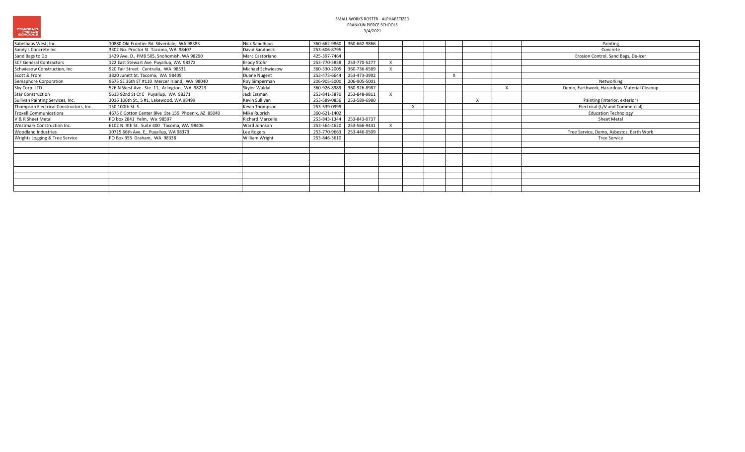| | | | | | | | | | | | |
|---|---|---|---|---|---|---|---|---|---|---|---|
| Sabelhaus West, Inc. | 10880 Old Frontier Rd Silverdale, WA 98383 | Nick Sabelhaus | 360-662-9860 | 360-662-9866 | | | | | | | Painting |
| Sandy's Concrete Inc | 3302 No. Proctor St Tacoma, WA 98407 | David Sandbeck | 253-606-8795 | | | | | | | | Concrete |
| Sand Bags to Go | 1429 Ave. D., PMB 505, Snohomish, WA 98290 | Marc Castoriano | 425-397-7464 | | | | | | | | Erosion Control, Sand Bags, De-Icer |
| SCF General Contractors | 122 East Stewart Ave Puyallup, WA 98372 | Brody Stohr | 253-770-5858 | 253-770-5277 | X | | | | | | |
| Schwiesow Construction, Inc | 920 Fair Street Centralia, WA 98531 | Michael Schwiesow | 360-330-2005 | 360-736-6589 | X | | | | | | |
| Scott & From | 3820 Junett St. Tacoma, WA 98409 | Duane Nugent | 253-473-6644 | 253-473-3992 | | | | X | | | |
| Semaphore Corporation | 9675 SE 36th ST #110 Mercer Island, WA 98040 | Roy Simperman | 206-905-5000 | 206-905-5001 | | | | | | | Networking |
| Sky Corp. LTD | 526 N West Ave Ste. 11, Arlington, WA 98223 | Skyler Waldal | 360-926-8989 | 360-926-8987 | | | | | | X | Demo, Earthwork, Hazardous Material Cleanup |
| Star Construction | 5613 92nd St Ct E Puyallup, WA 98371 | Jack Essman | 253-841-3870 | 253-848-9811 | X | | | | | | |
| Sullivan Painting Services, Inc. | 3016 106th St., S #1, Lakewood, WA 98499 | Kevin Sullivan | 253-589-0856 | 253-589-6980 | | | | | X | | Painting (interior, exterior) |
| Thompson Electrical Constructors, Inc. | 150 100th St. S. | Kevin Thompson | 253-539-0999 | | | X | | | | | Electrical (L/V and Commercial) |
| Troxell Communications | 4675 E Cotton Center Blve Ste 155 Phoenix, AZ 85040 | Mike Ruprich | 360-621-1402 | | | | | | | | Education Technology |
| V & R Sheet Metal | PO box 2841 Yelm, WA 98597 | Richard Marcelle | 253-843-1344 | 253-843-0737 | | | | | | | Sheet Metal |
| Westmark Construction Inc. | 6102 N. 9th St. Suite 400 Tacoma, WA 98406 | Ward Johnson | 253-564-4620 | 253-566-9441 | X | | | | | | |
| Woodland Industries | 10715 66th Ave. E., Puyallup, WA 98373 | Lee Rogers | 253-770-9663 | 253-446-0509 | | | | | | | Tree Service, Demo, Asbestos, Earth Work |
| Wrights Logging & Tree Service | PO Box 355 Graham, WA 98338 | William Wright | 253-846-3610 | | | | | | | | Tree Service |